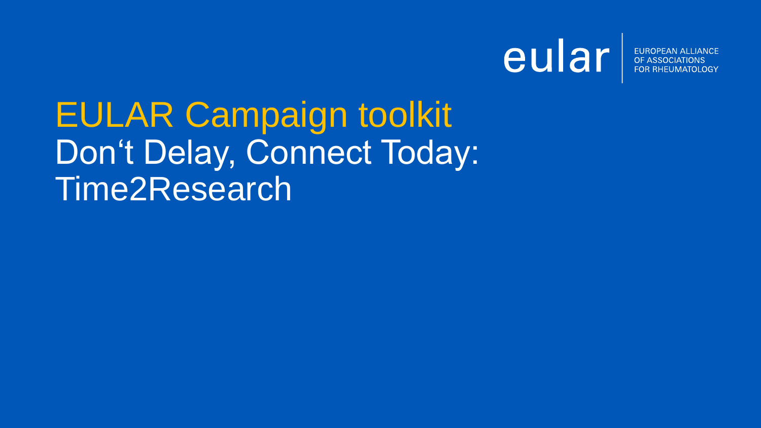eular | EUROPEAN ALLIANCE OF ASSOCIATIONS FOR RHEUMATOLOGY

# EULAR Campaign toolkit

## Don‘t Delay, Connect Today: Time2Research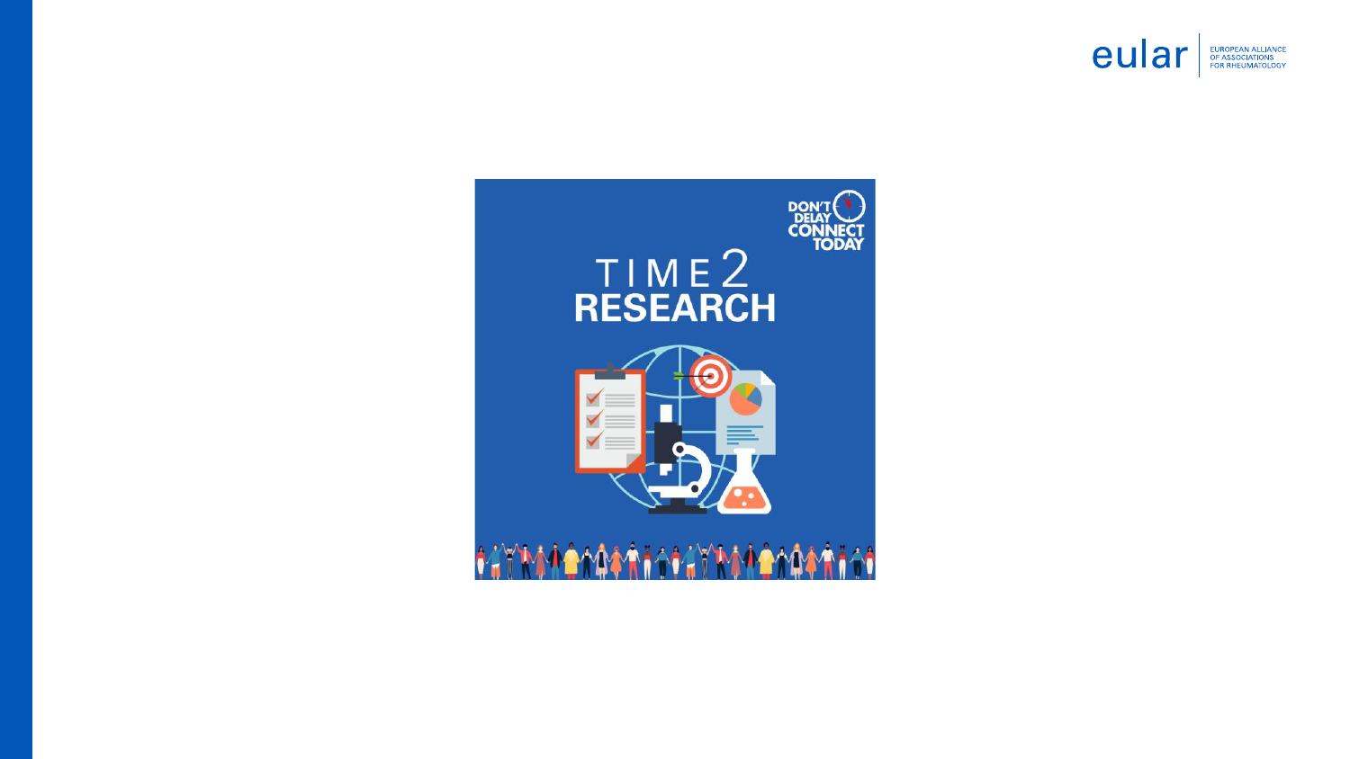DON'T DELAY CONNECT TODAY

# TIME2 RESEARCH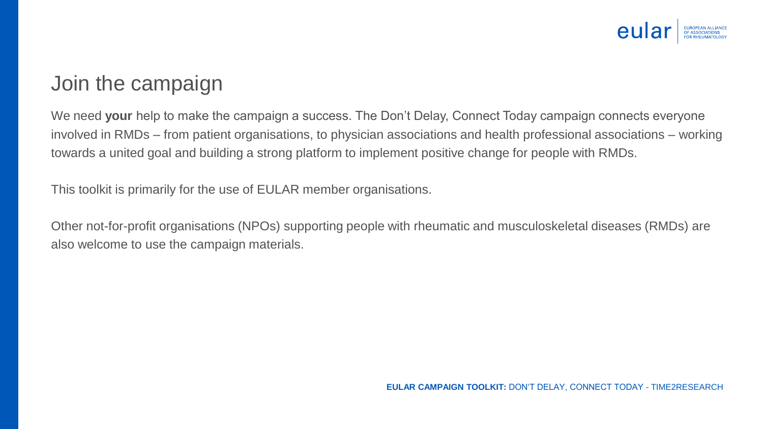# Join the campaign

We need **your** help to make the campaign a success. The Don't Delay, Connect Today campaign connects everyone involved in RMDs – from patient organisations, to physician associations and health professional associations – working towards a united goal and building a strong platform to implement positive change for people with RMDs.

This toolkit is primarily for the use of EULAR member organisations.

Other not-for-profit organisations (NPOs) supporting people with rheumatic and musculoskeletal diseases (RMDs) are also welcome to use the campaign materials.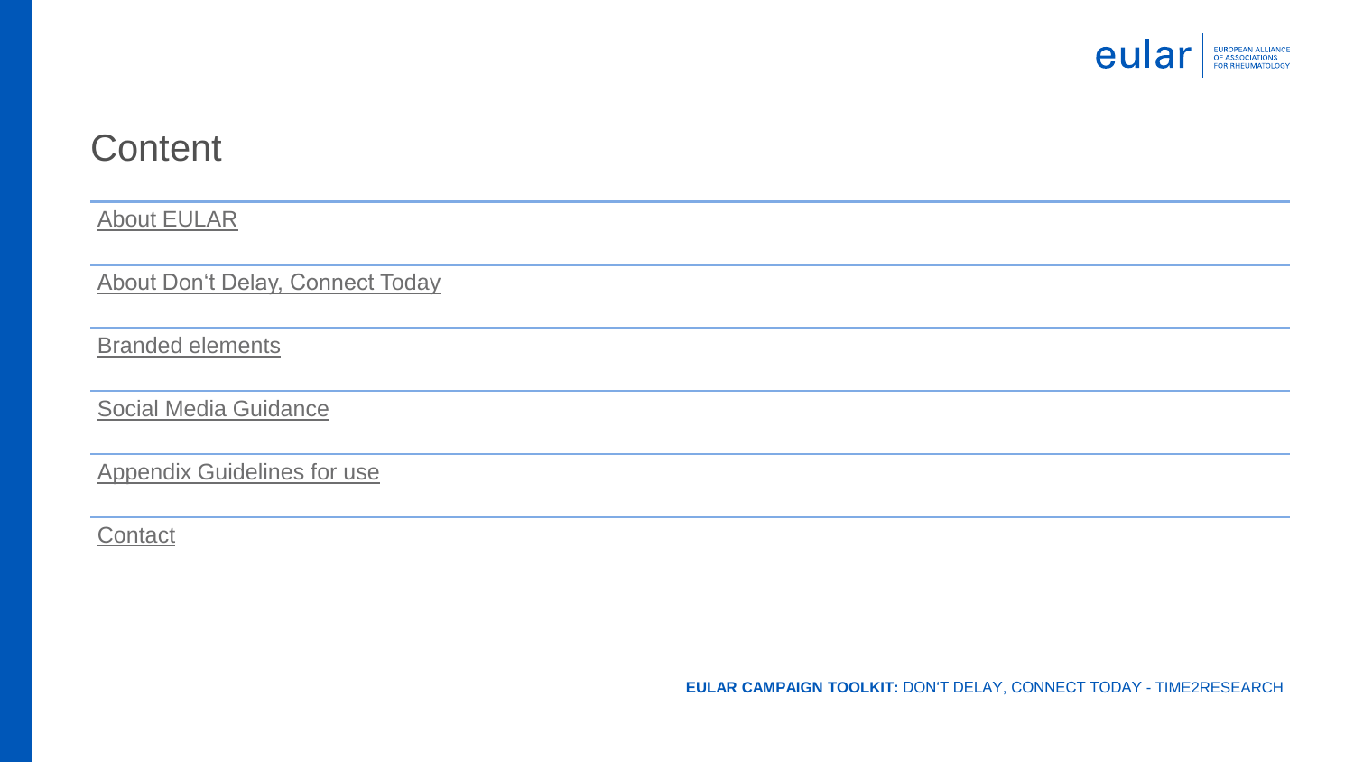# Content

- About EULAR
- About Don‘t Delay, Connect Today
- Branded elements
- Social Media Guidance
- Appendix Guidelines for use
- Contact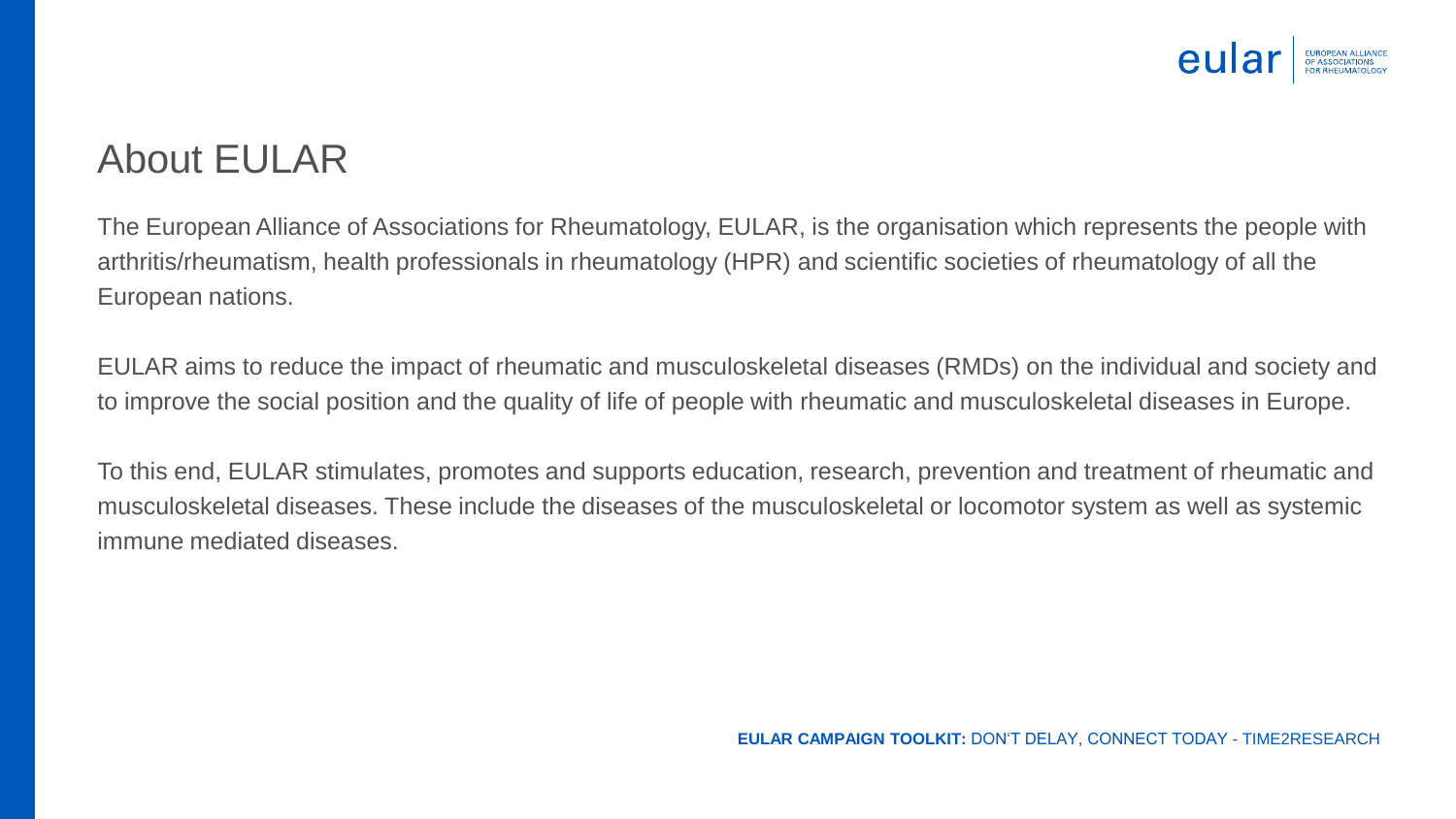# About EULAR

The European Alliance of Associations for Rheumatology, EULAR, is the organisation which represents the people with arthritis/rheumatism, health professionals in rheumatology (HPR) and scientific societies of rheumatology of all the European nations.

EULAR aims to reduce the impact of rheumatic and musculoskeletal diseases (RMDs) on the individual and society and to improve the social position and the quality of life of people with rheumatic and musculoskeletal diseases in Europe.

To this end, EULAR stimulates, promotes and supports education, research, prevention and treatment of rheumatic and musculoskeletal diseases. These include the diseases of the musculoskeletal or locomotor system as well as systemic immune mediated diseases.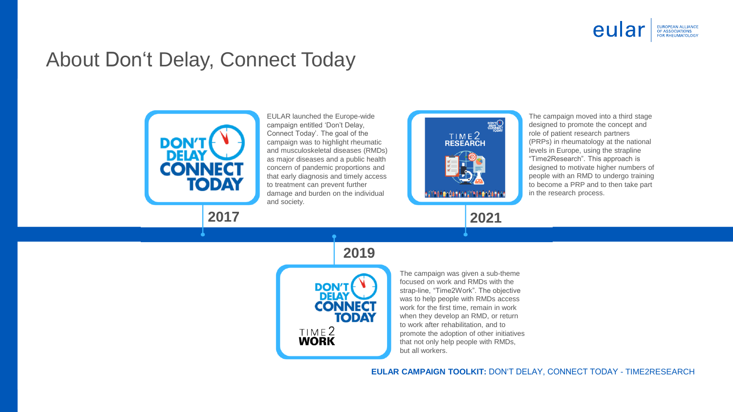# About Don‘t Delay, Connect Today

**2017**

EULAR launched the Europe-wide campaign entitled ‘Don’t Delay, Connect Today’. The goal of the campaign was to highlight rheumatic and musculoskeletal diseases (RMDs) as major diseases and a public health concern of pandemic proportions and that early diagnosis and timely access to treatment can prevent further damage and burden on the individual and society.

**2019**

The campaign was given a sub-theme focused on work and RMDs with the strap-line, “Time2Work”. The objective was to help people with RMDs access work for the first time, remain in work when they develop an RMD, or return to work after rehabilitation, and to promote the adoption of other initiatives that not only help people with RMDs, but all workers.

**2021**

The campaign moved into a third stage designed to promote the concept and role of patient research partners (PRPs) in rheumatology at the national levels in Europe, using the strapline “Time2Research”. This approach is designed to motivate higher numbers of people with an RMD to undergo training to become a PRP and to then take part in the research process.

**EULAR CAMPAIGN TOOLKIT:** DON‘T DELAY, CONNECT TODAY - TIME2RESEARCH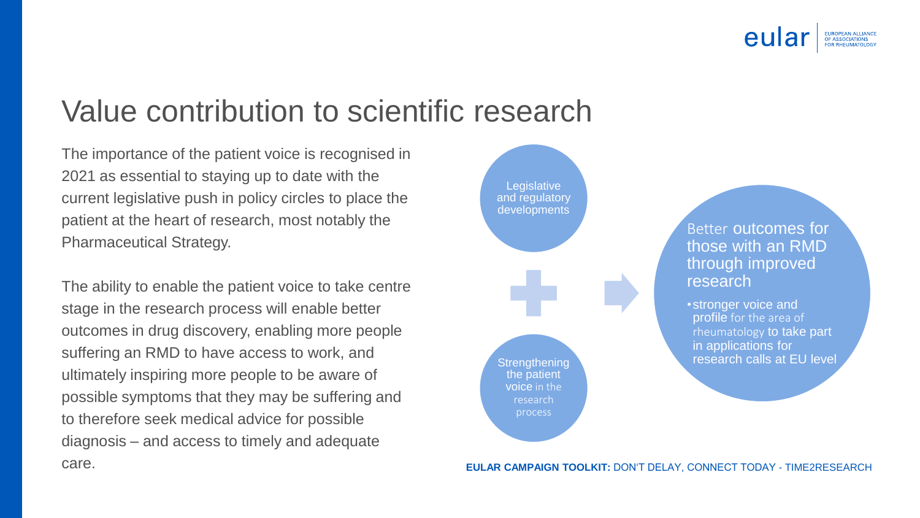# Value contribution to scientific research

The importance of the patient voice is recognised in 2021 as essential to staying up to date with the current legislative push in policy circles to place the patient at the heart of research, most notably the Pharmaceutical Strategy.

The ability to enable the patient voice to take centre stage in the research process will enable better outcomes in drug discovery, enabling more people suffering an RMD to have access to work, and ultimately inspiring more people to be aware of possible symptoms that they may be suffering and to therefore seek medical advice for possible diagnosis – and access to timely and adequate care.

Legislative and regulatory developments

+

Strengthening the patient voice in the research process

→

Better outcomes for those with an RMD through improved research

- stronger voice and profile for the area of rheumatology to take part in applications for research calls at EU level

**EULAR CAMPAIGN TOOLKIT:** DON'T DELAY, CONNECT TODAY - TIME2RESEARCH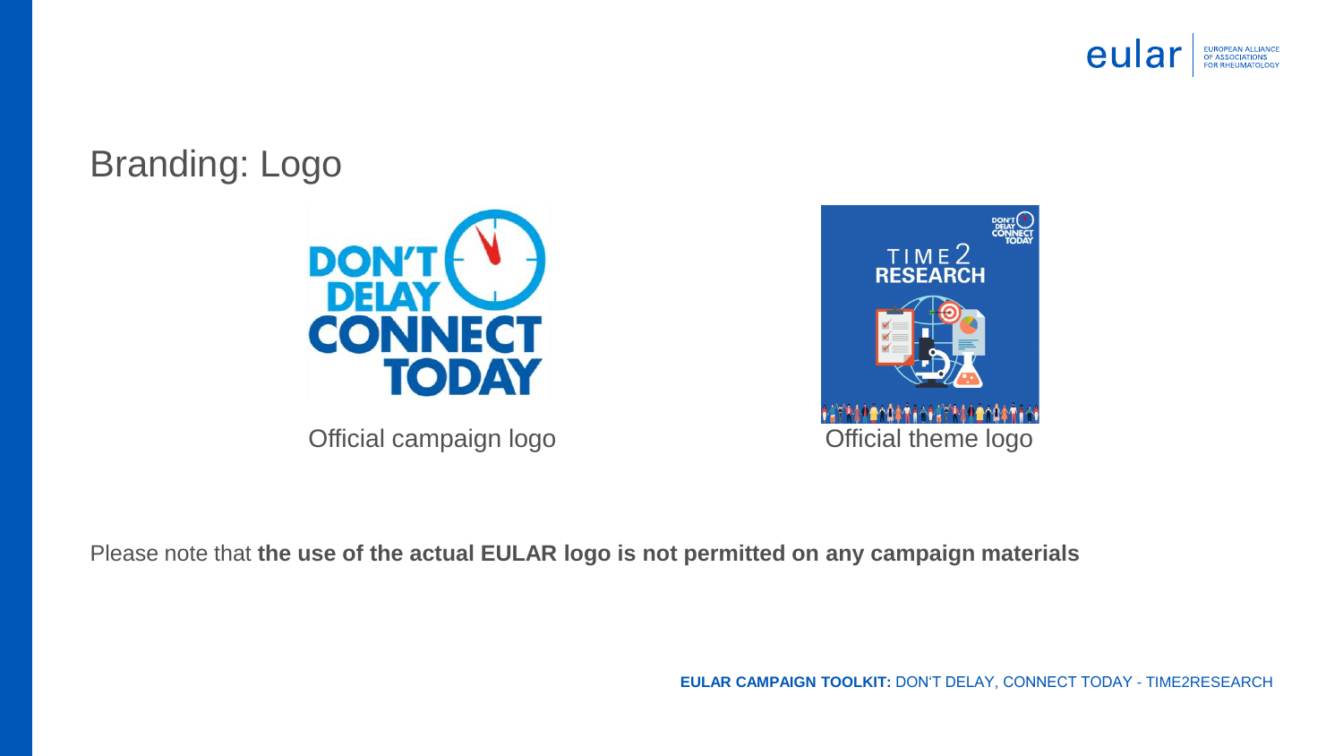# Branding: Logo

Official campaign logo

Official theme logo

Please note that **the use of the actual EULAR logo is not permitted on any campaign materials**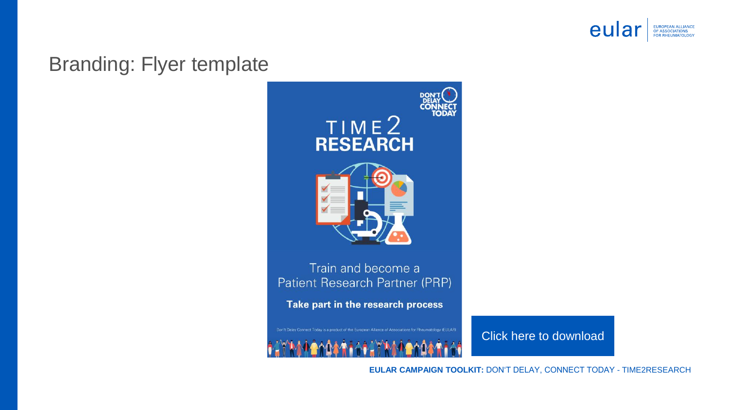# Branding: Flyer template

DON'T DELAY CONNECT TODAY

TIME2 RESEARCH

Train and become a Patient Research Partner (PRP)

**Take part in the research process**

Don't Delay Connect Today is a product of the European Alliance of Associations for Rheumatology (EULAR)

Click here to download

**EULAR CAMPAIGN TOOLKIT:** DON'T DELAY, CONNECT TODAY - TIME2RESEARCH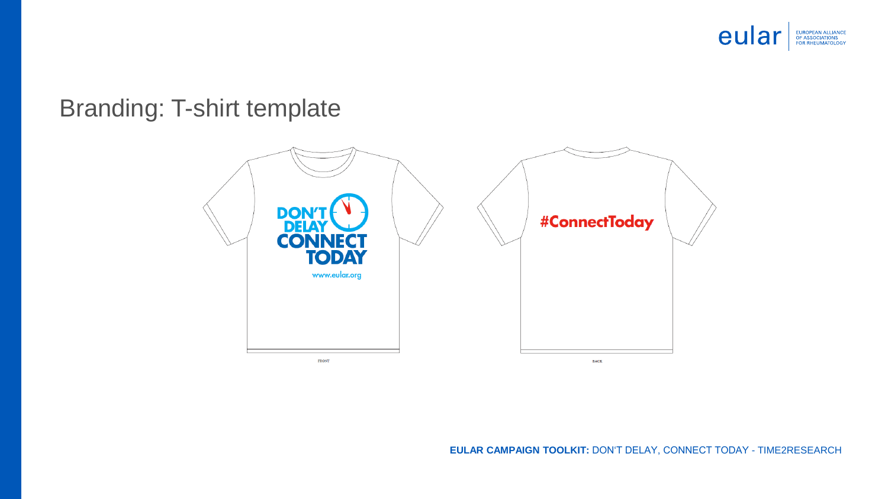# Branding: T-shirt template

DON'T DELAY CONNECT TODAY

www.eular.org

FRONT

#ConnectToday

BACK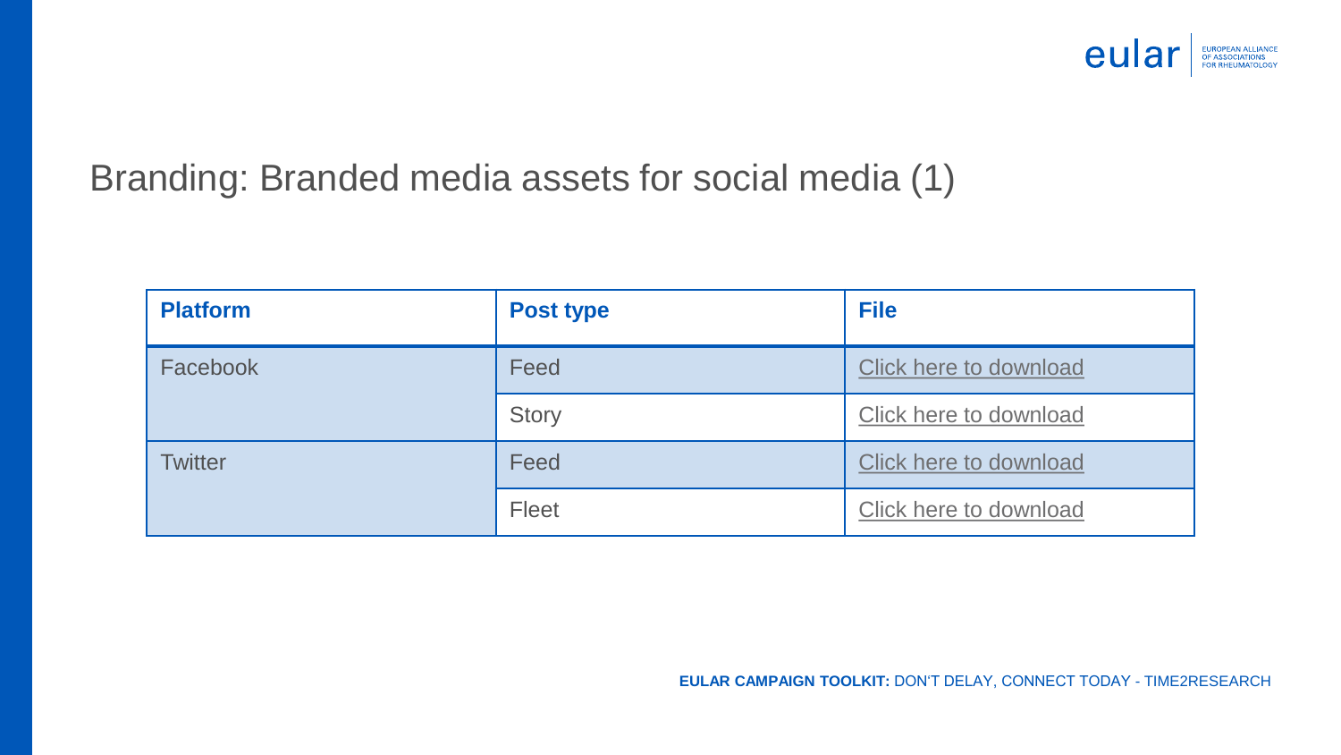# Branding: Branded media assets for social media (1)

| Platform | Post type | File |
|---|---|---|
| Facebook | Feed | Click here to download |
| | Story | Click here to download |
| Twitter | Feed | Click here to download |
| | Fleet | Click here to download |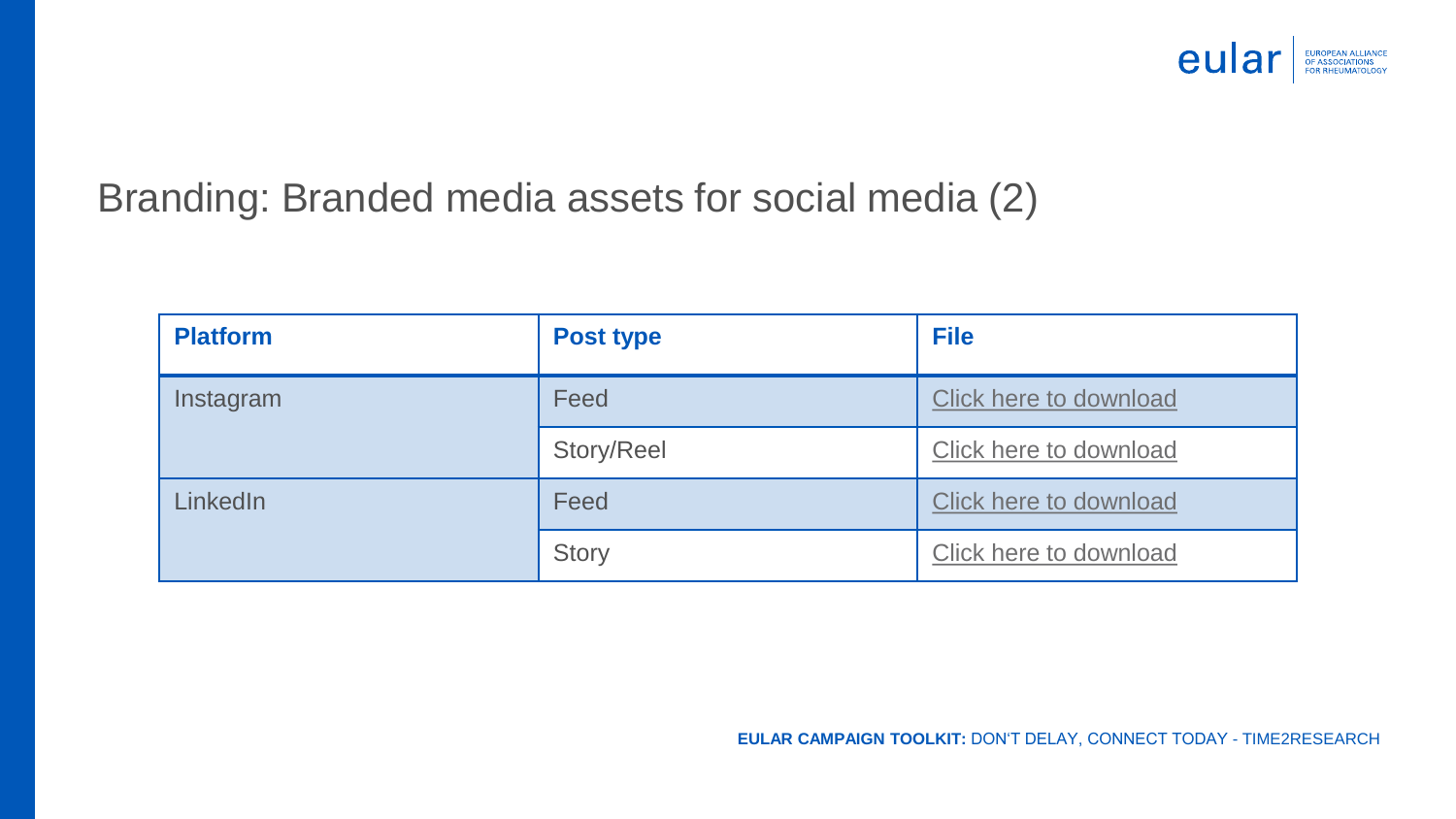# Branding: Branded media assets for social media (2)

| Platform | Post type | File |
|---|---|---|
| Instagram | Feed | Click here to download |
| | Story/Reel | Click here to download |
| LinkedIn | Feed | Click here to download |
| | Story | Click here to download |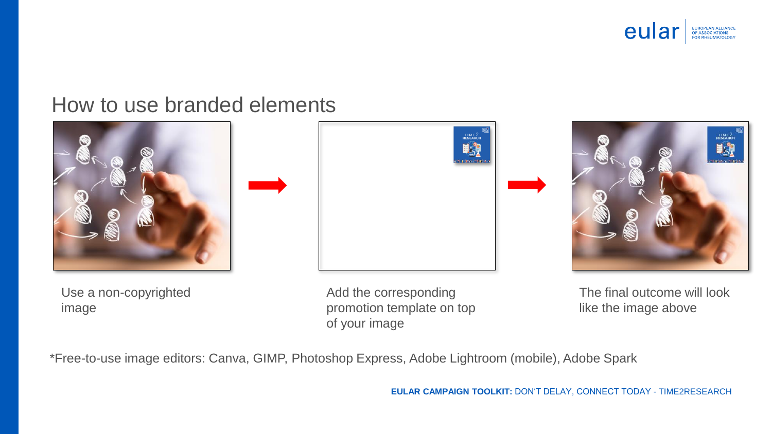## How to use branded elements

Use a non-copyrighted image

Add the corresponding promotion template on top of your image

The final outcome will look like the image above

*Free-to-use image editors: Canva, GIMP, Photoshop Express, Adobe Lightroom (mobile), Adobe Spark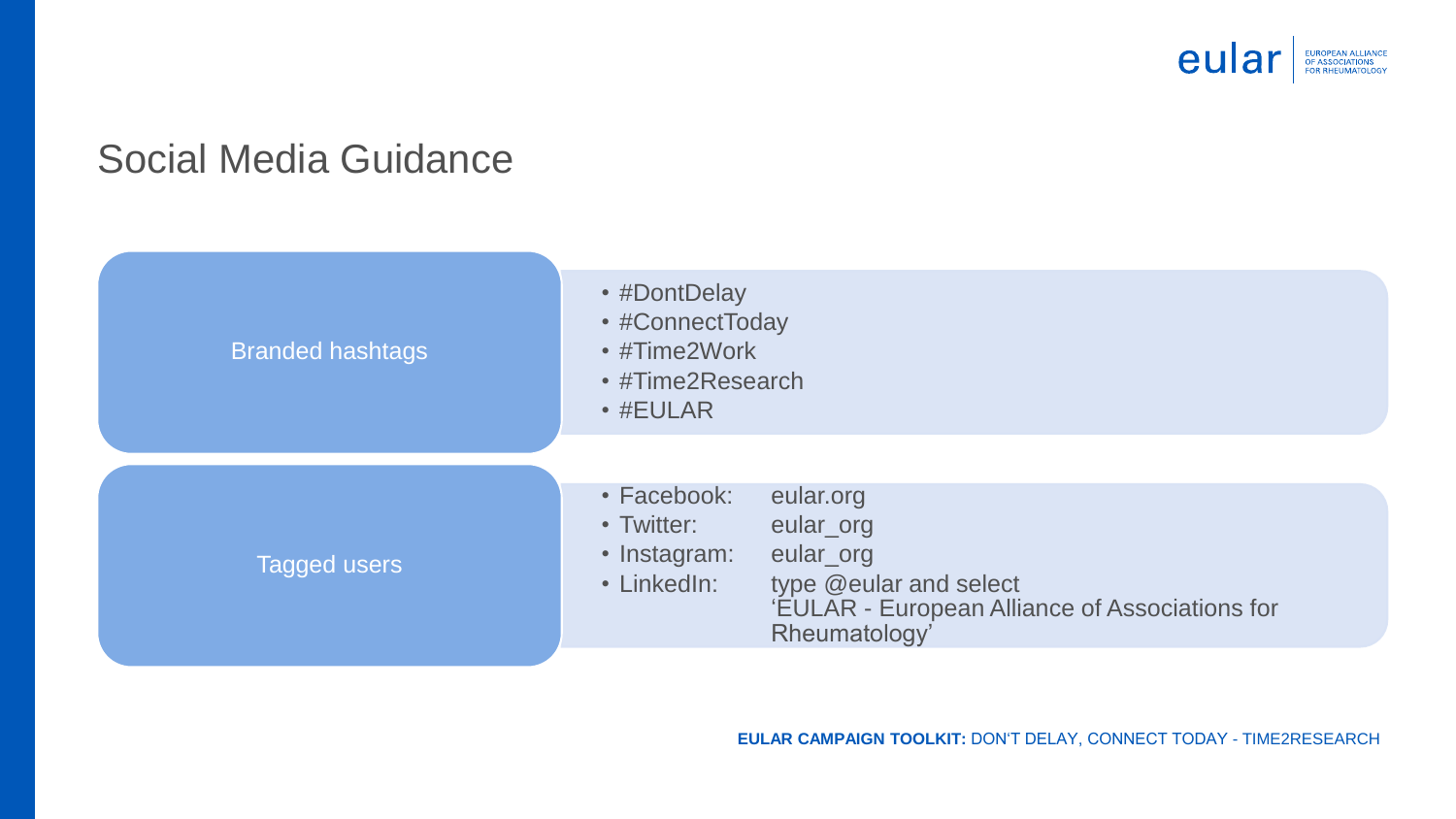# Social Media Guidance

## Branded hashtags

- #DontDelay
- #ConnectToday
- #Time2Work
- #Time2Research
- #EULAR

## Tagged users

- Facebook: eular.org
- Twitter: eular_org
- Instagram: eular_org
- LinkedIn: type @eular and select 'EULAR - European Alliance of Associations for Rheumatology'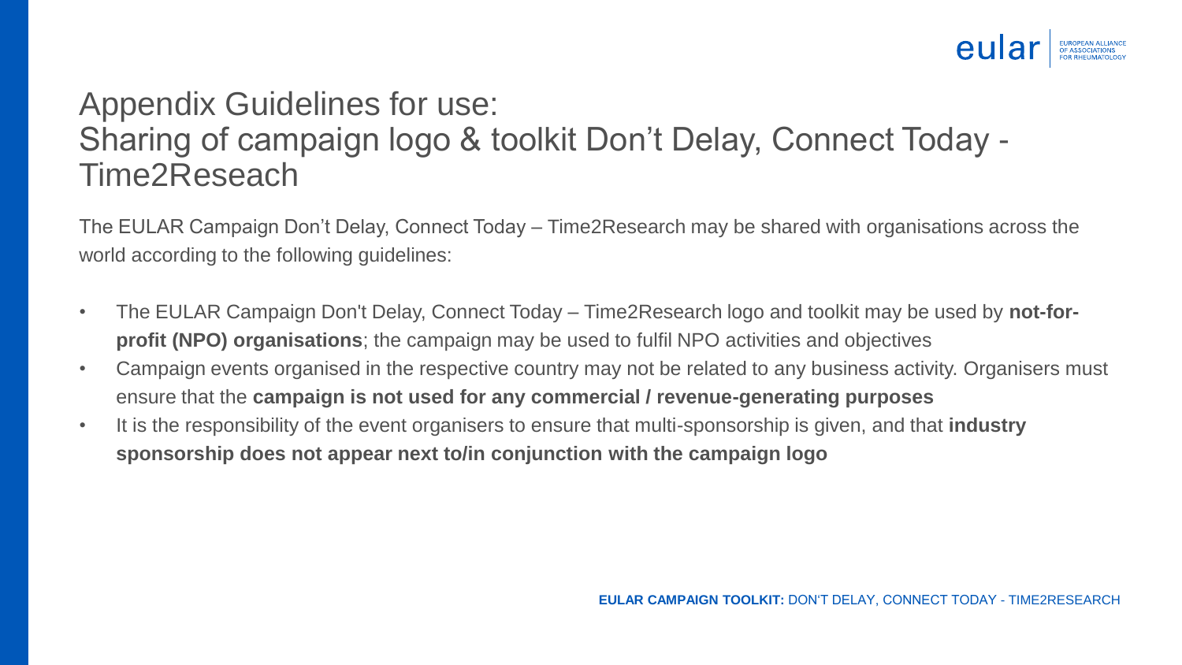# Appendix Guidelines for use: Sharing of campaign logo & toolkit Don't Delay, Connect Today - Time2Reseach

The EULAR Campaign Don't Delay, Connect Today – Time2Research may be shared with organisations across the world according to the following guidelines:

- The EULAR Campaign Don't Delay, Connect Today – Time2Research logo and toolkit may be used by **not-for-profit (NPO) organisations**; the campaign may be used to fulfil NPO activities and objectives
- Campaign events organised in the respective country may not be related to any business activity. Organisers must ensure that the **campaign is not used for any commercial / revenue-generating purposes**
- It is the responsibility of the event organisers to ensure that multi-sponsorship is given, and that **industry sponsorship does not appear next to/in conjunction with the campaign logo**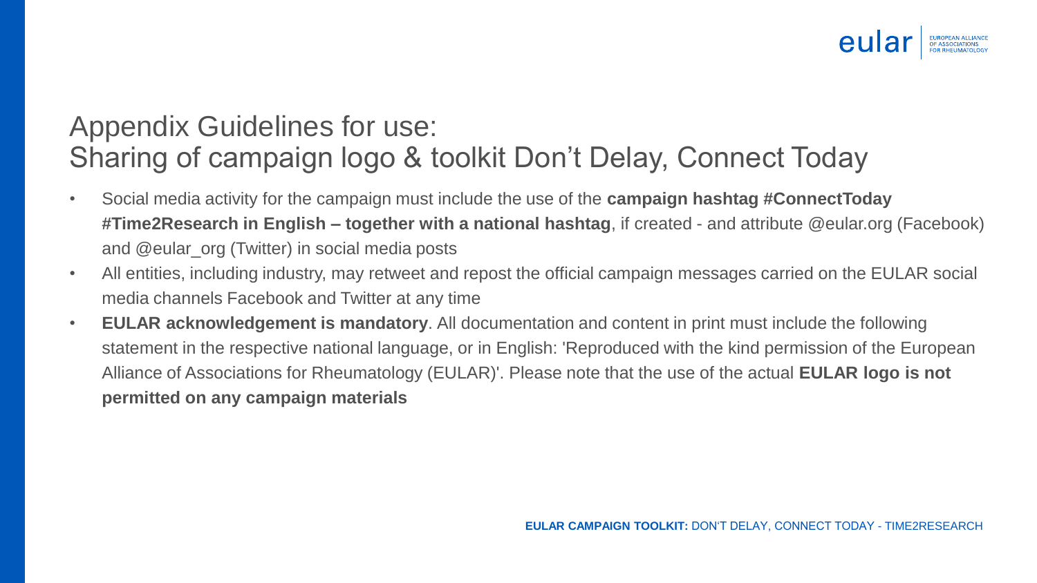# Appendix Guidelines for use:
# Sharing of campaign logo & toolkit Don't Delay, Connect Today

- Social media activity for the campaign must include the use of the **campaign hashtag #ConnectToday #Time2Research in English – together with a national hashtag**, if created - and attribute @eular.org (Facebook) and @eular_org (Twitter) in social media posts
- All entities, including industry, may retweet and repost the official campaign messages carried on the EULAR social media channels Facebook and Twitter at any time
- **EULAR acknowledgement is mandatory**. All documentation and content in print must include the following statement in the respective national language, or in English: 'Reproduced with the kind permission of the European Alliance of Associations for Rheumatology (EULAR)'. Please note that the use of the actual **EULAR logo is not permitted on any campaign materials**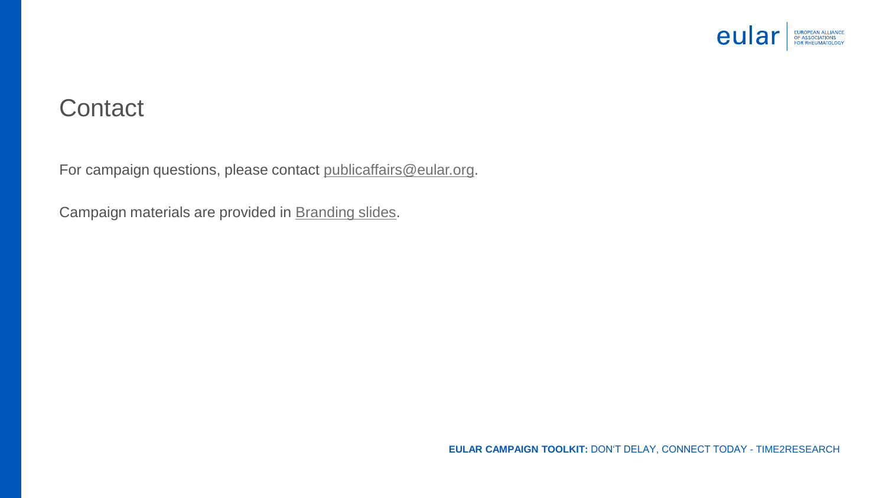# Contact

For campaign questions, please contact publicaffairs@eular.org.

Campaign materials are provided in Branding slides.